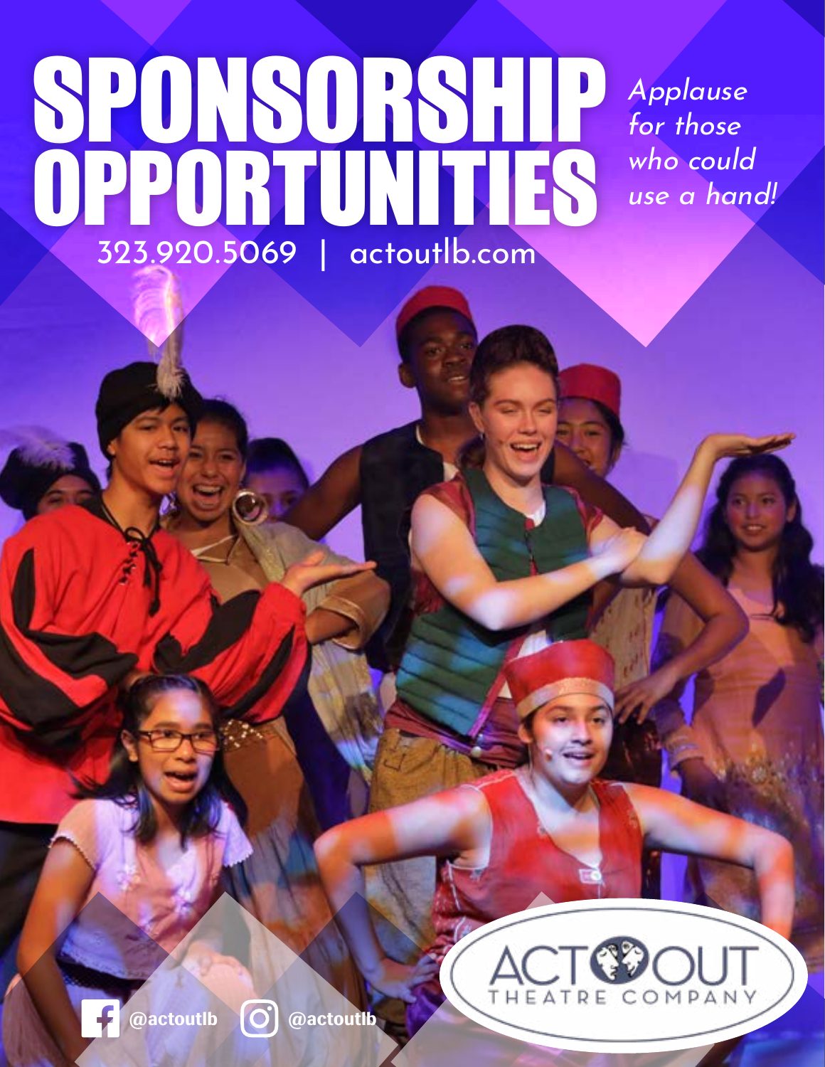# SPONSORSHIP OPPORTUNITIES

*Applause for those who could use a hand!*

323.920.5069 | actoutlb.com

@actoutlb @actoutlb

ACT OUT THEATRE COMPANY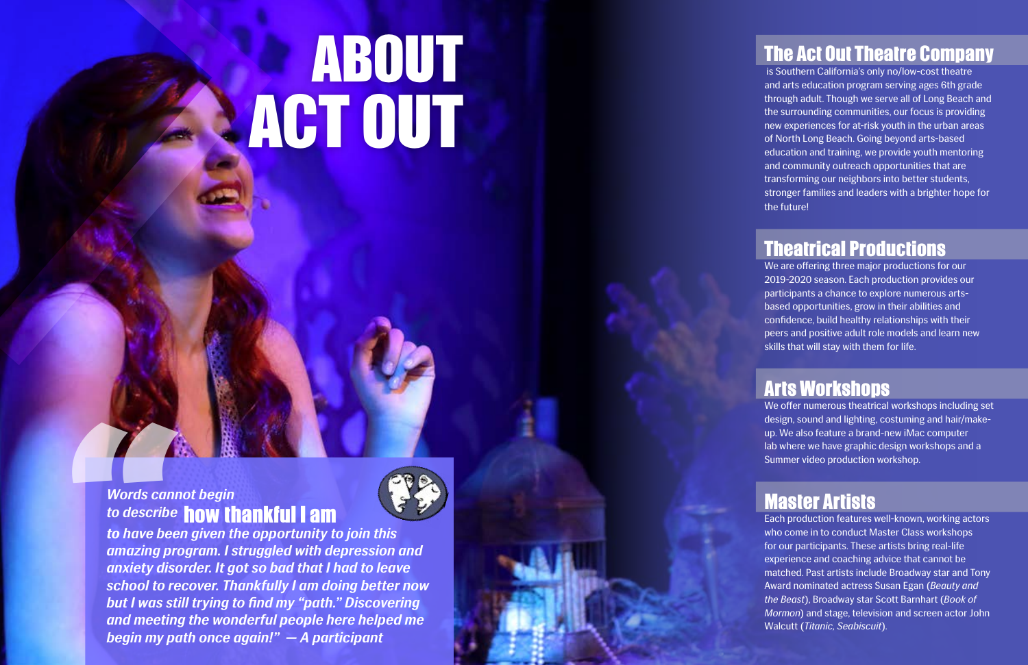# ABOUT ACT OUT

> *Words cannot begin to describe* **how thankful I am** *to have been given the opportunity to join this amazing program. I struggled with depression and anxiety disorder. It got so bad that I had to leave school to recover. Thankfully I am doing better now but I was still trying to find my "path." Discovering and meeting the wonderful people here helped me begin my path once again!" — A participant*

## The Act Out Theatre Company

is Southern California's only no/low-cost theatre and arts education program serving ages 6th grade through adult. Though we serve all of Long Beach and the surrounding communities, our focus is providing new experiences for at-risk youth in the urban areas of North Long Beach. Going beyond arts-based education and training, we provide youth mentoring and community outreach opportunities that are transforming our neighbors into better students, stronger families and leaders with a brighter hope for the future!

## Theatrical Productions

We are offering three major productions for our 2019-2020 season. Each production provides our participants a chance to explore numerous arts-based opportunities, grow in their abilities and confidence, build healthy relationships with their peers and positive adult role models and learn new skills that will stay with them for life.

## Arts Workshops

We offer numerous theatrical workshops including set design, sound and lighting, costuming and hair/make-up. We also feature a brand-new iMac computer lab where we have graphic design workshops and a Summer video production workshop.

## Master Artists

Each production features well-known, working actors who come in to conduct Master Class workshops for our participants. These artists bring real-life experience and coaching advice that cannot be matched. Past artists include Broadway star and Tony Award nominated actress Susan Egan (*Beauty and the Beast*), Broadway star Scott Barnhart (*Book of Mormon*) and stage, television and screen actor John Walcutt (*Titanic, Seabiscuit*).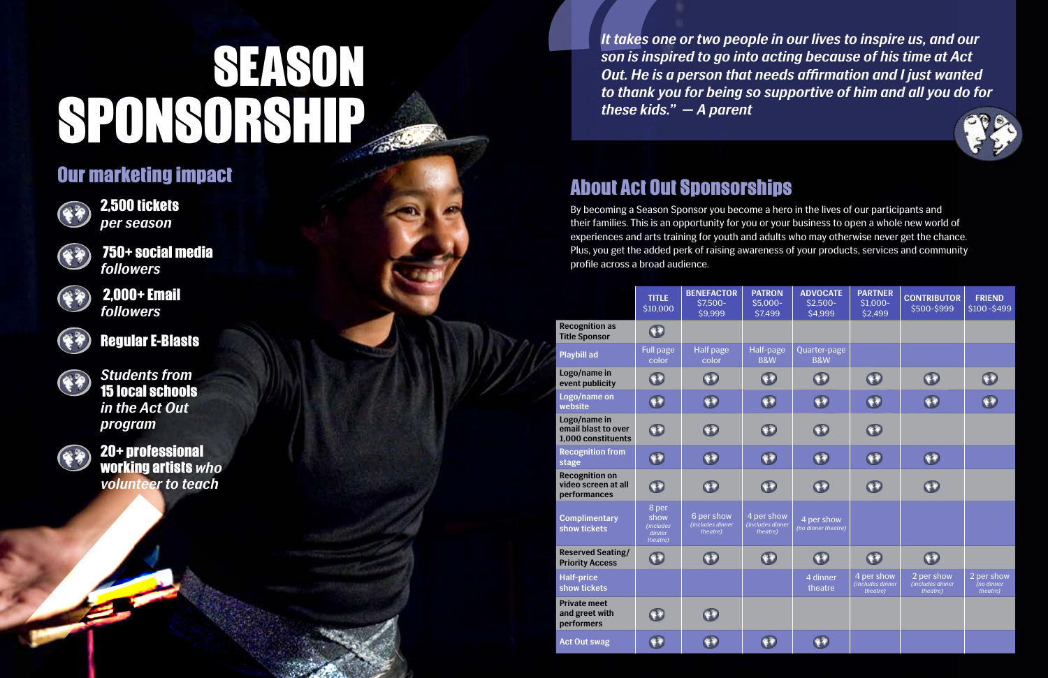# SEASON SPONSORSHIP

## Our marketing impact

- **2,500 tickets** *per season*
- **750+ social media** *followers*
- **2,000+ Email** *followers*
- **Regular E-Blasts**
- *Students from* **15 local schools** *in the Act Out program*
- **20+ professional working artists** *who volunteer to teach*

> *It takes one or two people in our lives to inspire us, and our son is inspired to go into acting because of his time at Act Out. He is a person that needs affirmation and I just wanted to thank you for being so supportive of him and all you do for these kids." — A parent*

## About Act Out Sponsorships

By becoming a Season Sponsor you become a hero in the lives of our participants and their families. This is an opportunity for you or your business to open a whole new world of experiences and arts training for youth and adults who may otherwise never get the chance. Plus, you get the added perk of raising awareness of your products, services and community profile across a broad audience.

| | TITLE $10,000 | BENEFACTOR $7,500-$9,999 | PATRON $5,000-$7,499 | ADVOCATE $2,500-$4,999 | PARTNER $1,000-$2,499 | CONTRIBUTOR $500-$999 | FRIEND $100-$499 |
|---|---|---|---|---|---|---|---|
| Recognition as Title Sponsor | ✓ | | | | | | |
| Playbill ad | Full page color | Half page color | Half-page B&W | Quarter-page B&W | | | |
| Logo/name in event publicity | ✓ | ✓ | ✓ | ✓ | ✓ | ✓ | ✓ |
| Logo/name on website | ✓ | ✓ | ✓ | ✓ | ✓ | ✓ | ✓ |
| Logo/name in email blast to over 1,000 constituents | ✓ | ✓ | ✓ | ✓ | ✓ | | |
| Recognition from stage | ✓ | ✓ | ✓ | ✓ | ✓ | ✓ | |
| Recognition on video screen at all performances | ✓ | ✓ | ✓ | ✓ | ✓ | ✓ | |
| Complimentary show tickets | 8 per show (includes dinner theatre) | 6 per show (includes dinner theatre) | 4 per show (includes dinner theatre) | 4 per show (no dinner theatre) | | | |
| Reserved Seating/ Priority Access | ✓ | ✓ | ✓ | ✓ | ✓ | ✓ | |
| Half-price show tickets | | | | 4 dinner theatre | 4 per show (includes dinner theatre) | 2 per show (includes dinner theatre) | 2 per show (no dinner theatre) |
| Private meet and greet with performers | ✓ | ✓ | | | | | |
| Act Out swag | ✓ | ✓ | ✓ | ✓ | | | |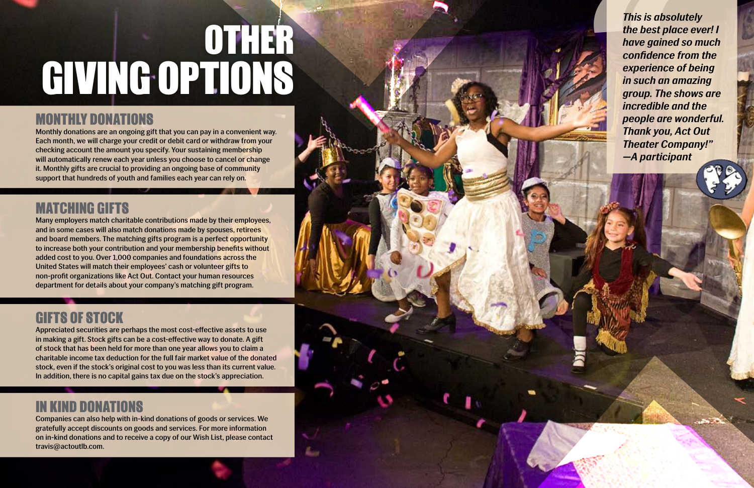# OTHER GIVING OPTIONS

## MONTHLY DONATIONS

Monthly donations are an ongoing gift that you can pay in a convenient way. Each month, we will charge your credit or debit card or withdraw from your checking account the amount you specify. Your sustaining membership will automatically renew each year unless you choose to cancel or change it. Monthly gifts are crucial to providing an ongoing base of community support that hundreds of youth and families each year can rely on.

## MATCHING GIFTS

Many employers match charitable contributions made by their employees, and in some cases will also match donations made by spouses, retirees and board members. The matching gifts program is a perfect opportunity to increase both your contribution and your membership benefits without added cost to you. Over 1,000 companies and foundations across the United States will match their employees' cash or volunteer gifts to non-profit organizations like Act Out. Contact your human resources department for details about your company's matching gift program.

## GIFTS OF STOCK

Appreciated securities are perhaps the most cost-effective assets to use in making a gift. Stock gifts can be a cost-effective way to donate. A gift of stock that has been held for more than one year allows you to claim a charitable income tax deduction for the full fair market value of the donated stock, even if the stock's original cost to you was less than its current value. In addition, there is no capital gains tax due on the stock's appreciation.

## IN KIND DONATIONS

Companies can also help with in-kind donations of goods or services. We gratefully accept discounts on goods and services. For more information on in-kind donations and to receive a copy of our Wish List, please contact travis@actoutlb.com.

***This is absolutely the best place ever! I have gained so much confidence from the experience of being in such an amazing group. The shows are incredible and the people are wonderful. Thank you, Act Out Theater Company!" —A participant***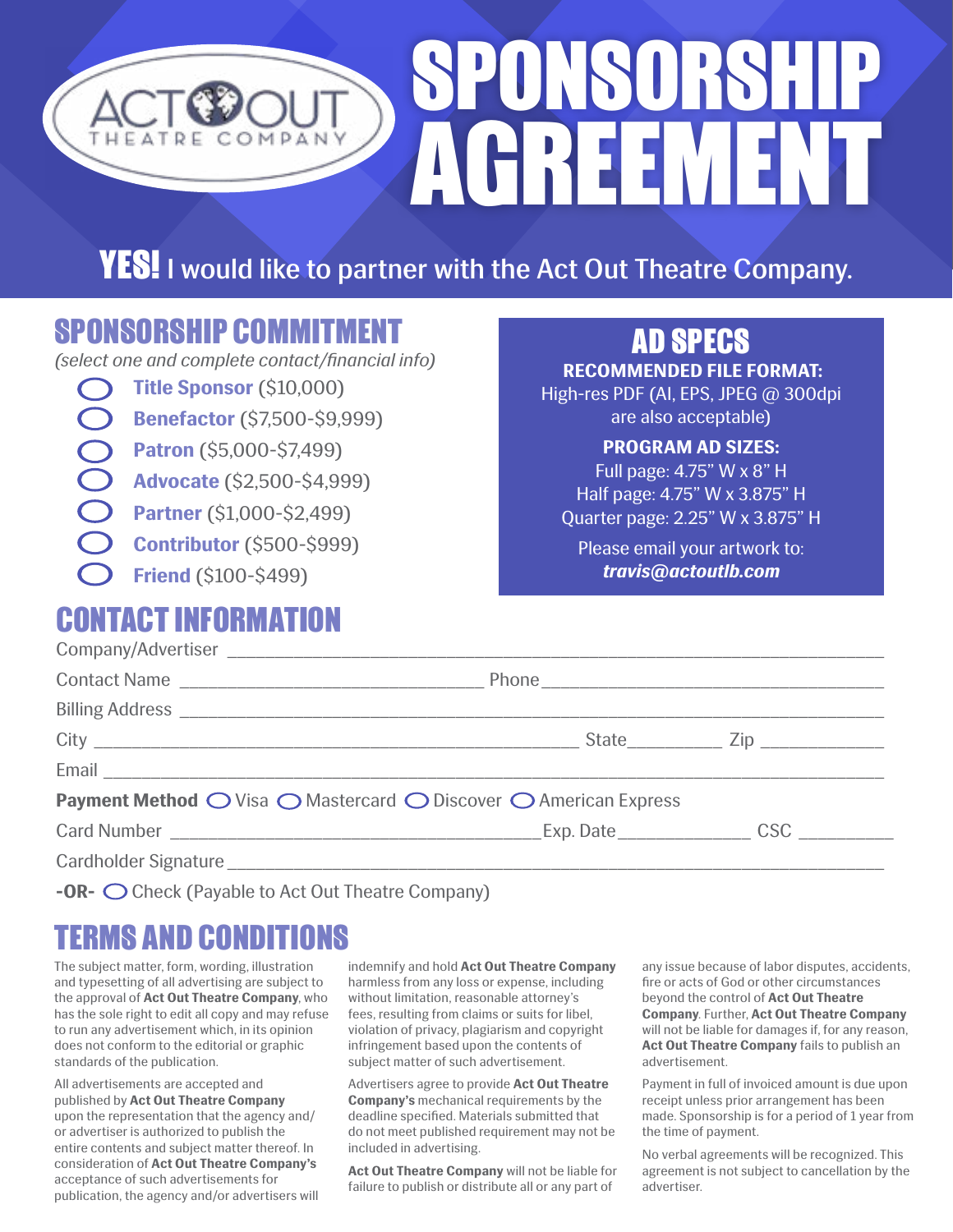ACT OUT THEATRE COMPANY

# SPONSORSHIP AGREEMENT

**YES!** I would like to partner with the Act Out Theatre Company.

## SPONSORSHIP COMMITMENT

*(select one and complete contact/financial info)*

- ◯ **Title Sponsor** ($10,000)
- ◯ **Benefactor** ($7,500-$9,999)
- ◯ **Patron** ($5,000-$7,499)
- ◯ **Advocate** ($2,500-$4,999)
- ◯ **Partner** ($1,000-$2,499)
- ◯ **Contributor** ($500-$999)
- ◯ **Friend** ($100-$499)

## AD SPECS

**RECOMMENDED FILE FORMAT:**
High-res PDF (AI, EPS, JPEG @ 300dpi are also acceptable)

**PROGRAM AD SIZES:**
Full page: 4.75" W x 8" H
Half page: 4.75" W x 3.875" H
Quarter page: 2.25" W x 3.875" H

Please email your artwork to:
***travis@actoutlb.com***

## CONTACT INFORMATION

Company/Advertiser ____________________________________________

Contact Name ______________________ Phone ______________________

Billing Address ____________________________________________

City ______________________________ State __________ Zip ____________

Email ____________________________________________

**Payment Method** ◯ Visa ◯ Mastercard ◯ Discover ◯ American Express

Card Number __________________________ Exp. Date ____________ CSC __________

Cardholder Signature ____________________________________________

**-OR-** ◯ Check (Payable to Act Out Theatre Company)

## TERMS AND CONDITIONS

The subject matter, form, wording, illustration and typesetting of all advertising are subject to the approval of **Act Out Theatre Company**, who has the sole right to edit all copy and may refuse to run any advertisement which, in its opinion does not conform to the editorial or graphic standards of the publication.

All advertisements are accepted and published by **Act Out Theatre Company** upon the representation that the agency and/or advertiser is authorized to publish the entire contents and subject matter thereof. In consideration of **Act Out Theatre Company's** acceptance of such advertisements for publication, the agency and/or advertisers will indemnify and hold **Act Out Theatre Company** harmless from any loss or expense, including without limitation, reasonable attorney's fees, resulting from claims or suits for libel, violation of privacy, plagiarism and copyright infringement based upon the contents of subject matter of such advertisement.

Advertisers agree to provide **Act Out Theatre Company's** mechanical requirements by the deadline specified. Materials submitted that do not meet published requirement may not be included in advertising.

**Act Out Theatre Company** will not be liable for failure to publish or distribute all or any part of any issue because of labor disputes, accidents, fire or acts of God or other circumstances beyond the control of **Act Out Theatre Company**. Further, **Act Out Theatre Company** will not be liable for damages if, for any reason, **Act Out Theatre Company** fails to publish an advertisement.

Payment in full of invoiced amount is due upon receipt unless prior arrangement has been made. Sponsorship is for a period of 1 year from the time of payment.

No verbal agreements will be recognized. This agreement is not subject to cancellation by the advertiser.